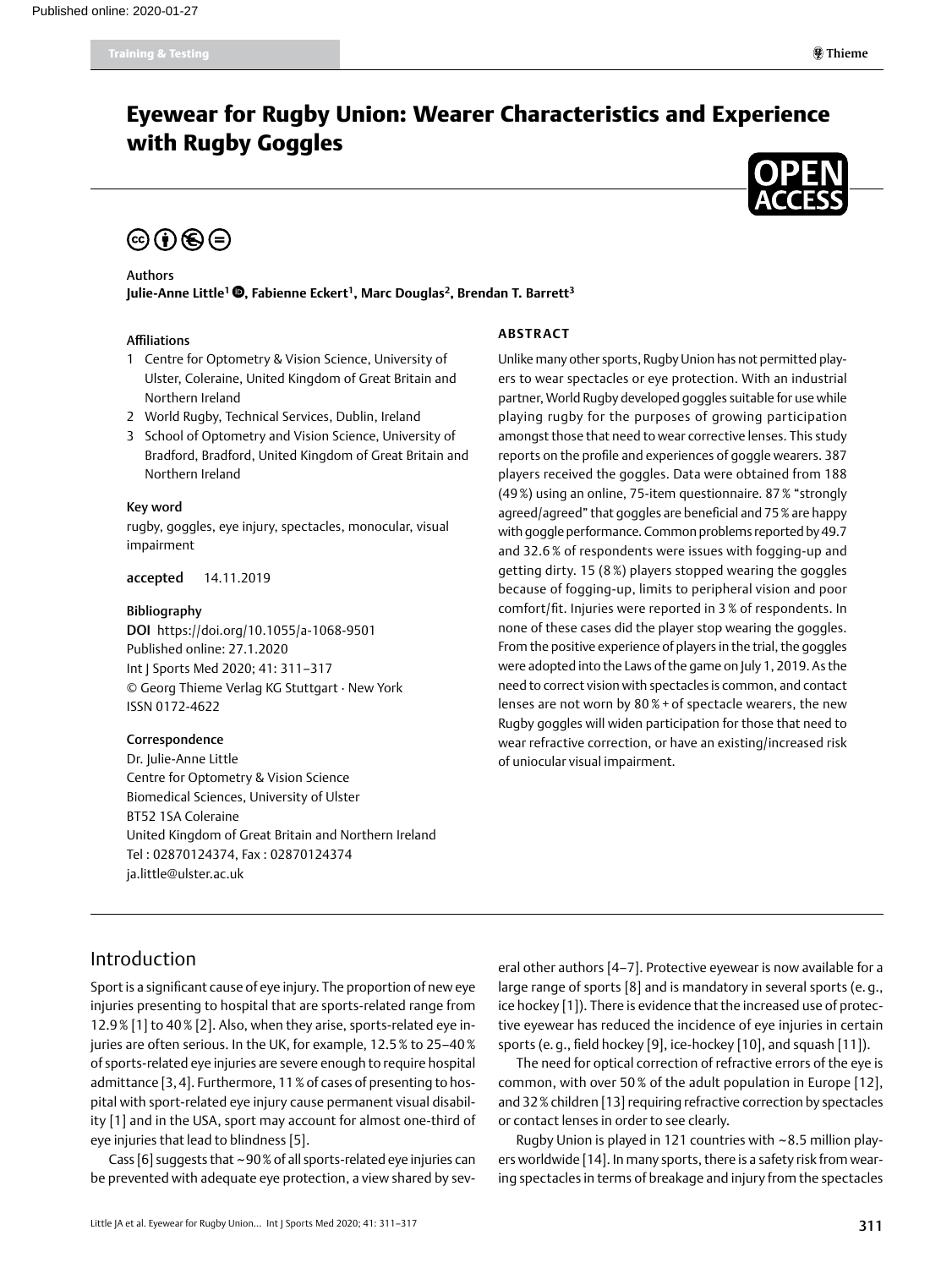# Eyewear for Rugby Union: Wearer Characteristics and Experience with Rugby Goggles

**Authors**

**Julie-Anne Little[1], Fabienne Eckert[1], Marc Douglas[2], Brendan T. Barrett[3]**

**Affiliations**

1. Centre for Optometry & Vision Science, University of Ulster, Coleraine, United Kingdom of Great Britain and Northern Ireland
2. World Rugby, Technical Services, Dublin, Ireland
3. School of Optometry and Vision Science, University of Bradford, Bradford, United Kingdom of Great Britain and Northern Ireland

**Key word**

rugby, goggles, eye injury, spectacles, monocular, visual impairment

**accepted** 14.11.2019

**Bibliography**

**DOI** https://doi.org/10.1055/a-1068-9501
Published online: 27.1.2020
Int J Sports Med 2020; 41: 311–317
© Georg Thieme Verlag KG Stuttgart · New York
ISSN 0172-4622

**Correspondence**

Dr. Julie-Anne Little
Centre for Optometry & Vision Science
Biomedical Sciences, University of Ulster
BT52 1SA Coleraine
United Kingdom of Great Britain and Northern Ireland
Tel : 02870124374, Fax : 02870124374
ja.little@ulster.ac.uk

## ABSTRACT

Unlike many other sports, Rugby Union has not permitted players to wear spectacles or eye protection. With an industrial partner, World Rugby developed goggles suitable for use while playing rugby for the purposes of growing participation amongst those that need to wear corrective lenses. This study reports on the profile and experiences of goggle wearers. 387 players received the goggles. Data were obtained from 188 (49 %) using an online, 75-item questionnaire. 87 % "strongly agreed/agreed" that goggles are beneficial and 75 % are happy with goggle performance. Common problems reported by 49.7 and 32.6 % of respondents were issues with fogging-up and getting dirty. 15 (8 %) players stopped wearing the goggles because of fogging-up, limits to peripheral vision and poor comfort/fit. Injuries were reported in 3 % of respondents. In none of these cases did the player stop wearing the goggles. From the positive experience of players in the trial, the goggles were adopted into the Laws of the game on July 1, 2019. As the need to correct vision with spectacles is common, and contact lenses are not worn by 80 % + of spectacle wearers, the new Rugby goggles will widen participation for those that need to wear refractive correction, or have an existing/increased risk of uniocular visual impairment.

## Introduction

Sport is a significant cause of eye injury. The proportion of new eye injuries presenting to hospital that are sports-related range from 12.9 % [1] to 40 % [2]. Also, when they arise, sports-related eye injuries are often serious. In the UK, for example, 12.5 % to 25–40 % of sports-related eye injuries are severe enough to require hospital admittance [3, 4]. Furthermore, 11 % of cases of presenting to hospital with sport-related eye injury cause permanent visual disability [1] and in the USA, sport may account for almost one-third of eye injuries that lead to blindness [5].

Cass [6] suggests that ~90 % of all sports-related eye injuries can be prevented with adequate eye protection, a view shared by several other authors [4–7]. Protective eyewear is now available for a large range of sports [8] and is mandatory in several sports (e. g., ice hockey [1]). There is evidence that the increased use of protective eyewear has reduced the incidence of eye injuries in certain sports (e. g., field hockey [9], ice-hockey [10], and squash [11]).

The need for optical correction of refractive errors of the eye is common, with over 50 % of the adult population in Europe [12], and 32 % children [13] requiring refractive correction by spectacles or contact lenses in order to see clearly.

Rugby Union is played in 121 countries with ~8.5 million players worldwide [14]. In many sports, there is a safety risk from wearing spectacles in terms of breakage and injury from the spectacles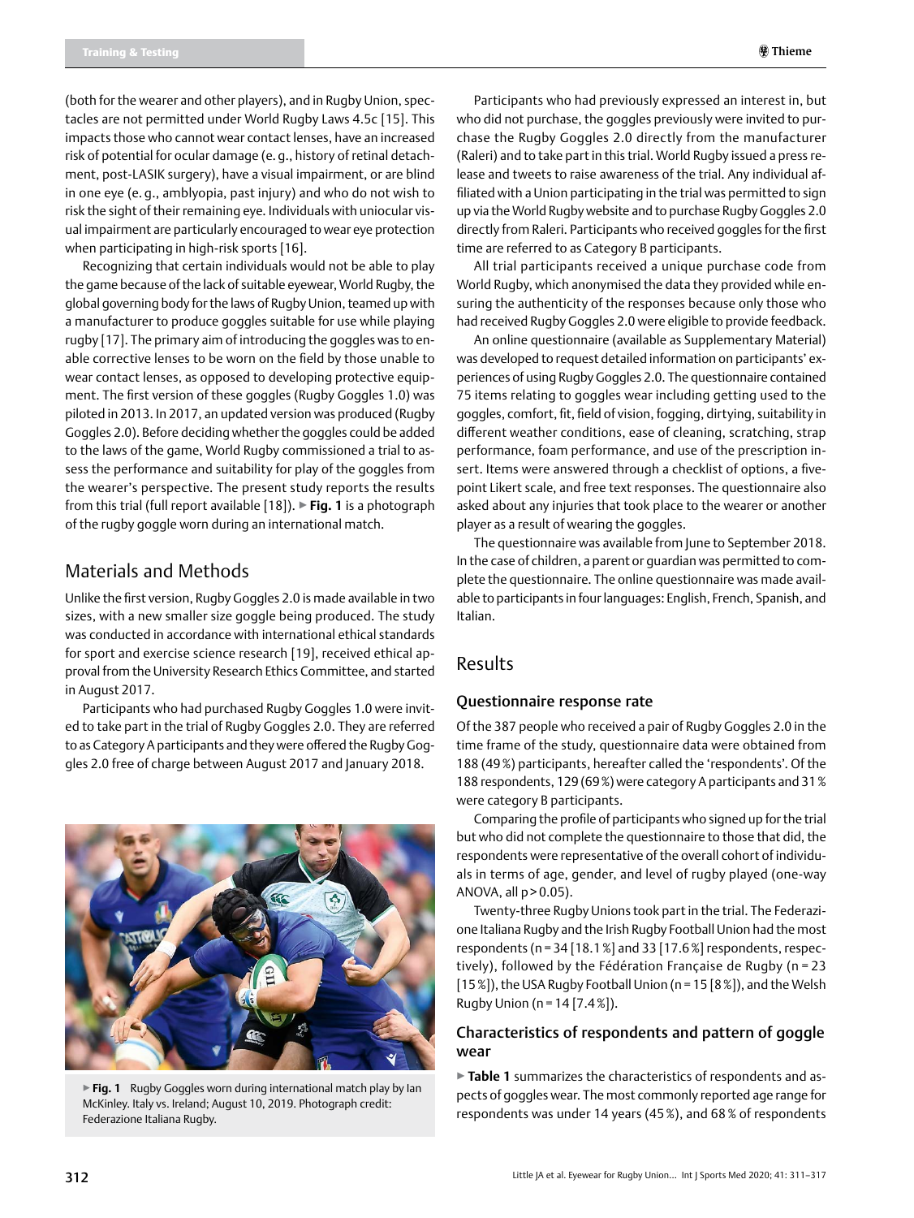(both for the wearer and other players), and in Rugby Union, spectacles are not permitted under World Rugby Laws 4.5c [15]. This impacts those who cannot wear contact lenses, have an increased risk of potential for ocular damage (e. g., history of retinal detachment, post-LASIK surgery), have a visual impairment, or are blind in one eye (e. g., amblyopia, past injury) and who do not wish to risk the sight of their remaining eye. Individuals with uniocular visual impairment are particularly encouraged to wear eye protection when participating in high-risk sports [16].

Recognizing that certain individuals would not be able to play the game because of the lack of suitable eyewear, World Rugby, the global governing body for the laws of Rugby Union, teamed up with a manufacturer to produce goggles suitable for use while playing rugby [17]. The primary aim of introducing the goggles was to enable corrective lenses to be worn on the field by those unable to wear contact lenses, as opposed to developing protective equipment. The first version of these goggles (Rugby Goggles 1.0) was piloted in 2013. In 2017, an updated version was produced (Rugby Goggles 2.0). Before deciding whether the goggles could be added to the laws of the game, World Rugby commissioned a trial to assess the performance and suitability for play of the goggles from the wearer's perspective. The present study reports the results from this trial (full report available [18]). ▶ **Fig. 1** is a photograph of the rugby goggle worn during an international match.

## Materials and Methods

Unlike the first version, Rugby Goggles 2.0 is made available in two sizes, with a new smaller size goggle being produced. The study was conducted in accordance with international ethical standards for sport and exercise science research [19], received ethical approval from the University Research Ethics Committee, and started in August 2017.

Participants who had purchased Rugby Goggles 1.0 were invited to take part in the trial of Rugby Goggles 2.0. They are referred to as Category A participants and they were offered the Rugby Goggles 2.0 free of charge between August 2017 and January 2018.

▶ **Fig. 1** Rugby Goggles worn during international match play by Ian McKinley. Italy vs. Ireland; August 10, 2019. Photograph credit: Federazione Italiana Rugby.

Participants who had previously expressed an interest in, but who did not purchase, the goggles previously were invited to purchase the Rugby Goggles 2.0 directly from the manufacturer (Raleri) and to take part in this trial. World Rugby issued a press release and tweets to raise awareness of the trial. Any individual affiliated with a Union participating in the trial was permitted to sign up via the World Rugby website and to purchase Rugby Goggles 2.0 directly from Raleri. Participants who received goggles for the first time are referred to as Category B participants.

All trial participants received a unique purchase code from World Rugby, which anonymised the data they provided while ensuring the authenticity of the responses because only those who had received Rugby Goggles 2.0 were eligible to provide feedback.

An online questionnaire (available as Supplementary Material) was developed to request detailed information on participants' experiences of using Rugby Goggles 2.0. The questionnaire contained 75 items relating to goggles wear including getting used to the goggles, comfort, fit, field of vision, fogging, dirtying, suitability in different weather conditions, ease of cleaning, scratching, strap performance, foam performance, and use of the prescription insert. Items were answered through a checklist of options, a five-point Likert scale, and free text responses. The questionnaire also asked about any injuries that took place to the wearer or another player as a result of wearing the goggles.

The questionnaire was available from June to September 2018. In the case of children, a parent or guardian was permitted to complete the questionnaire. The online questionnaire was made available to participants in four languages: English, French, Spanish, and Italian.

## Results

### Questionnaire response rate

Of the 387 people who received a pair of Rugby Goggles 2.0 in the time frame of the study, questionnaire data were obtained from 188 (49 %) participants, hereafter called the 'respondents'. Of the 188 respondents, 129 (69 %) were category A participants and 31 % were category B participants.

Comparing the profile of participants who signed up for the trial but who did not complete the questionnaire to those that did, the respondents were representative of the overall cohort of individuals in terms of age, gender, and level of rugby played (one-way ANOVA, all $p > 0.05$).

Twenty-three Rugby Unions took part in the trial. The Federazione Italiana Rugby and the Irish Rugby Football Union had the most respondents (n = 34 [18.1 %] and 33 [17.6 %] respondents, respectively), followed by the Fédération Française de Rugby (n = 23 [15 %]), the USA Rugby Football Union (n = 15 [8 %]), and the Welsh Rugby Union (n = 14 [7.4 %]).

### Characteristics of respondents and pattern of goggle wear

▶ **Table 1** summarizes the characteristics of respondents and aspects of goggles wear. The most commonly reported age range for respondents was under 14 years (45 %), and 68 % of respondents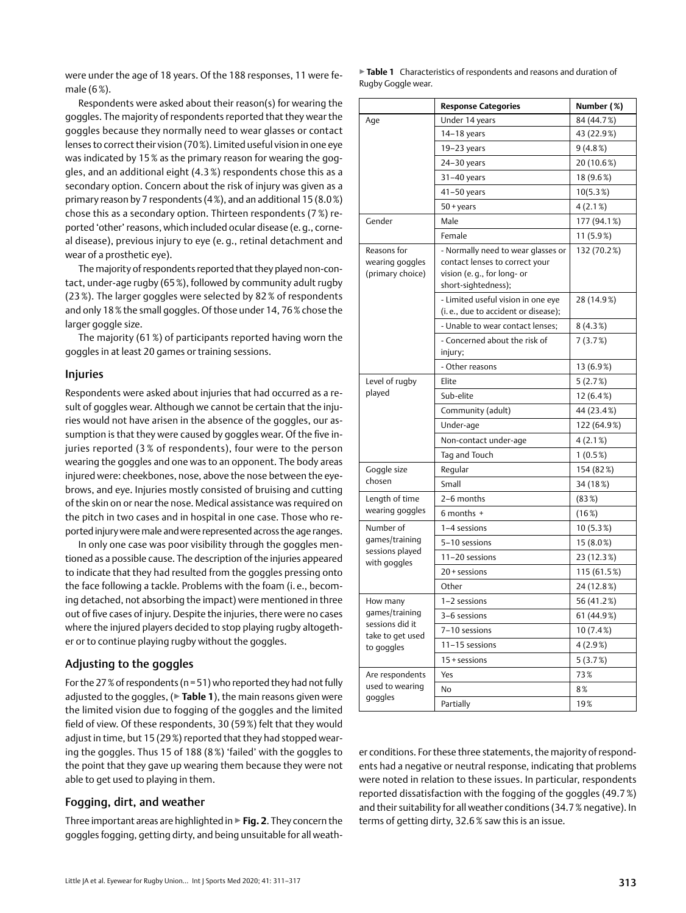were under the age of 18 years. Of the 188 responses, 11 were female (6 %).

Respondents were asked about their reason(s) for wearing the goggles. The majority of respondents reported that they wear the goggles because they normally need to wear glasses or contact lenses to correct their vision (70 %). Limited useful vision in one eye was indicated by 15 % as the primary reason for wearing the goggles, and an additional eight (4.3 %) respondents chose this as a secondary option. Concern about the risk of injury was given as a primary reason by 7 respondents (4 %), and an additional 15 (8.0 %) chose this as a secondary option. Thirteen respondents (7 %) reported 'other' reasons, which included ocular disease (e. g., corneal disease), previous injury to eye (e. g., retinal detachment and wear of a prosthetic eye).

The majority of respondents reported that they played non-contact, under-age rugby (65 %), followed by community adult rugby (23 %). The larger goggles were selected by 82 % of respondents and only 18 % the small goggles. Of those under 14, 76 % chose the larger goggle size.

The majority (61 %) of participants reported having worn the goggles in at least 20 games or training sessions.

## Injuries

Respondents were asked about injuries that had occurred as a result of goggles wear. Although we cannot be certain that the injuries would not have arisen in the absence of the goggles, our assumption is that they were caused by goggles wear. Of the five injuries reported (3 % of respondents), four were to the person wearing the goggles and one was to an opponent. The body areas injured were: cheekbones, nose, above the nose between the eyebrows, and eye. Injuries mostly consisted of bruising and cutting of the skin on or near the nose. Medical assistance was required on the pitch in two cases and in hospital in one case. Those who reported injury were male and were represented across the age ranges.

In only one case was poor visibility through the goggles mentioned as a possible cause. The description of the injuries appeared to indicate that they had resulted from the goggles pressing onto the face following a tackle. Problems with the foam (i. e., becoming detached, not absorbing the impact) were mentioned in three out of five cases of injury. Despite the injuries, there were no cases where the injured players decided to stop playing rugby altogether or to continue playing rugby without the goggles.

## Adjusting to the goggles

For the 27 % of respondents (n = 51) who reported they had not fully adjusted to the goggles, (▶ **Table 1**), the main reasons given were the limited vision due to fogging of the goggles and the limited field of view. Of these respondents, 30 (59 %) felt that they would adjust in time, but 15 (29 %) reported that they had stopped wearing the goggles. Thus 15 of 188 (8 %) 'failed' with the goggles to the point that they gave up wearing them because they were not able to get used to playing in them.

## Fogging, dirt, and weather

Three important areas are highlighted in ▶ **Fig. 2**. They concern the goggles fogging, getting dirty, and being unsuitable for all weather conditions. For these three statements, the majority of respondents had a negative or neutral response, indicating that problems were noted in relation to these issues. In particular, respondents reported dissatisfaction with the fogging of the goggles (49.7 %) and their suitability for all weather conditions (34.7 % negative). In terms of getting dirty, 32.6 % saw this is an issue.

▶ **Table 1** Characteristics of respondents and reasons and duration of Rugby Goggle wear.

| | Response Categories | Number (%) |
|---|---|---|
| Age | Under 14 years | 84 (44.7 %) |
| | 14–18 years | 43 (22.9 %) |
| | 19–23 years | 9 (4.8 %) |
| | 24–30 years | 20 (10.6 %) |
| | 31–40 years | 18 (9.6 %) |
| | 41–50 years | 10(5.3 %) |
| | 50 + years | 4 (2.1 %) |
| Gender | Male | 177 (94.1 %) |
| | Female | 11 (5.9 %) |
| Reasons for wearing goggles (primary choice) | - Normally need to wear glasses or contact lenses to correct your vision (e. g., for long- or short-sightedness); | 132 (70.2 %) |
| | - Limited useful vision in one eye (i. e., due to accident or disease); | 28 (14.9 %) |
| | - Unable to wear contact lenses; | 8 (4.3 %) |
| | - Concerned about the risk of injury; | 7 (3.7 %) |
| | - Other reasons | 13 (6.9 %) |
| Level of rugby played | Elite | 5 (2.7 %) |
| | Sub-elite | 12 (6.4 %) |
| | Community (adult) | 44 (23.4 %) |
| | Under-age | 122 (64.9 %) |
| | Non-contact under-age | 4 (2.1 %) |
| | Tag and Touch | 1 (0.5 %) |
| Goggle size chosen | Regular | 154 (82 %) |
| | Small | 34 (18 %) |
| Length of time wearing goggles | 2–6 months | (83 %) |
| | 6 months + | (16 %) |
| Number of games/training sessions played with goggles | 1–4 sessions | 10 (5.3 %) |
| | 5–10 sessions | 15 (8.0 %) |
| | 11–20 sessions | 23 (12.3 %) |
| | 20 + sessions | 115 (61.5 %) |
| | Other | 24 (12.8 %) |
| How many games/training sessions did it take to get used to goggles | 1–2 sessions | 56 (41.2 %) |
| | 3–6 sessions | 61 (44.9 %) |
| | 7–10 sessions | 10 (7.4 %) |
| | 11–15 sessions | 4 (2.9 %) |
| | 15 + sessions | 5 (3.7 %) |
| Are respondents used to wearing goggles | Yes | 73 % |
| | No | 8 % |
| | Partially | 19 % |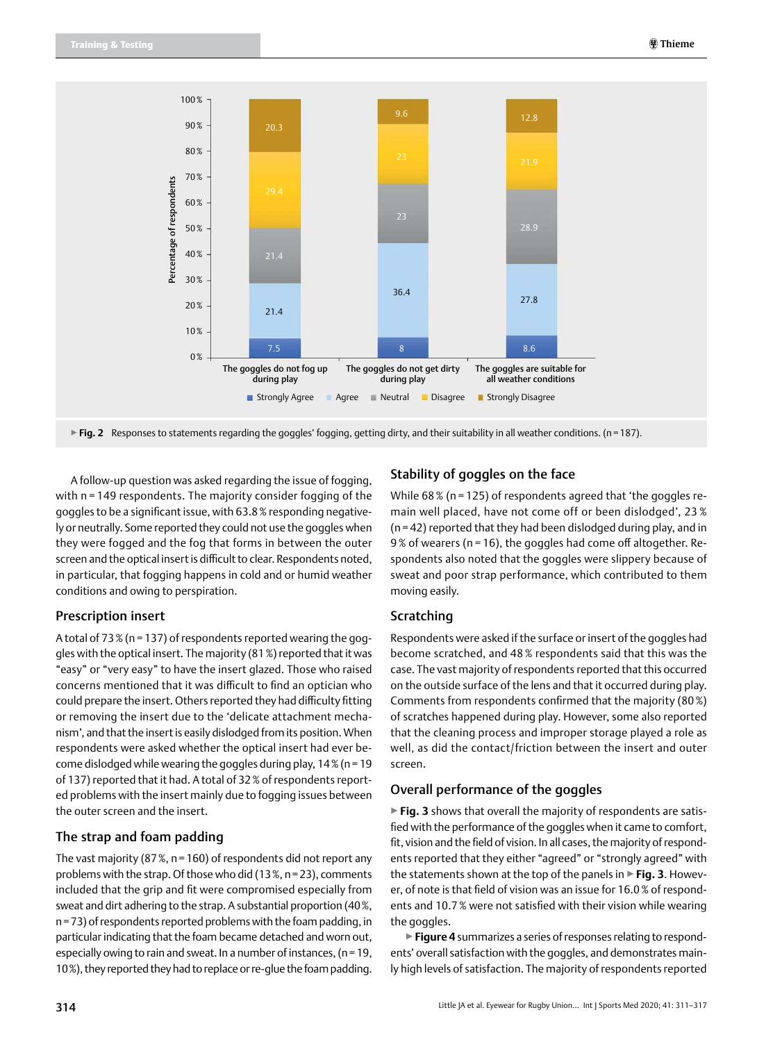▶ **Fig. 2** Responses to statements regarding the goggles' fogging, getting dirty, and their suitability in all weather conditions. (n = 187).

A follow-up question was asked regarding the issue of fogging, with n = 149 respondents. The majority consider fogging of the goggles to be a significant issue, with 63.8 % responding negatively or neutrally. Some reported they could not use the goggles when they were fogged and the fog that forms in between the outer screen and the optical insert is difficult to clear. Respondents noted, in particular, that fogging happens in cold and or humid weather conditions and owing to perspiration.

## Prescription insert

A total of 73 % (n = 137) of respondents reported wearing the goggles with the optical insert. The majority (81 %) reported that it was "easy" or "very easy" to have the insert glazed. Those who raised concerns mentioned that it was difficult to find an optician who could prepare the insert. Others reported they had difficulty fitting or removing the insert due to the 'delicate attachment mechanism', and that the insert is easily dislodged from its position. When respondents were asked whether the optical insert had ever become dislodged while wearing the goggles during play, 14 % (n = 19 of 137) reported that it had. A total of 32 % of respondents reported problems with the insert mainly due to fogging issues between the outer screen and the insert.

## The strap and foam padding

The vast majority (87 %, n = 160) of respondents did not report any problems with the strap. Of those who did (13 %, n = 23), comments included that the grip and fit were compromised especially from sweat and dirt adhering to the strap. A substantial proportion (40 %, n = 73) of respondents reported problems with the foam padding, in particular indicating that the foam became detached and worn out, especially owing to rain and sweat. In a number of instances, (n = 19, 10 %), they reported they had to replace or re-glue the foam padding.

## Stability of goggles on the face

While 68 % (n = 125) of respondents agreed that 'the goggles remain well placed, have not come off or been dislodged', 23 % (n = 42) reported that they had been dislodged during play, and in 9 % of wearers (n = 16), the goggles had come off altogether. Respondents also noted that the goggles were slippery because of sweat and poor strap performance, which contributed to them moving easily.

## Scratching

Respondents were asked if the surface or insert of the goggles had become scratched, and 48 % respondents said that this was the case. The vast majority of respondents reported that this occurred on the outside surface of the lens and that it occurred during play. Comments from respondents confirmed that the majority (80 %) of scratches happened during play. However, some also reported that the cleaning process and improper storage played a role as well, as did the contact/friction between the insert and outer screen.

## Overall performance of the goggles

▶ **Fig. 3** shows that overall the majority of respondents are satisfied with the performance of the goggles when it came to comfort, fit, vision and the field of vision. In all cases, the majority of respondents reported that they either "agreed" or "strongly agreed" with the statements shown at the top of the panels in ▶ **Fig. 3**. However, of note is that field of vision was an issue for 16.0 % of respondents and 10.7 % were not satisfied with their vision while wearing the goggles.

▶ **Figure 4** summarizes a series of responses relating to respondents' overall satisfaction with the goggles, and demonstrates mainly high levels of satisfaction. The majority of respondents reported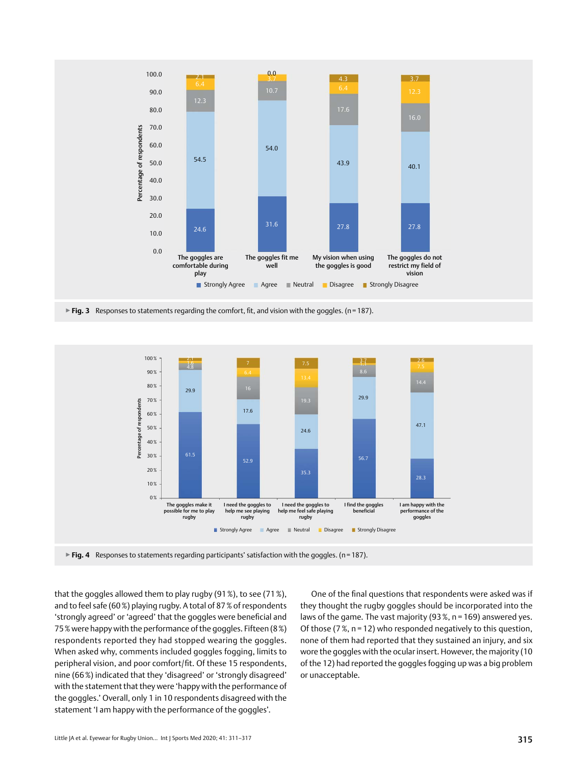▸ **Fig. 3** Responses to statements regarding the comfort, fit, and vision with the goggles. (n = 187).

▸ **Fig. 4** Responses to statements regarding participants' satisfaction with the goggles. (n = 187).

that the goggles allowed them to play rugby (91 %), to see (71 %), and to feel safe (60 %) playing rugby. A total of 87 % of respondents 'strongly agreed' or 'agreed' that the goggles were beneficial and 75 % were happy with the performance of the goggles. Fifteen (8 %) respondents reported they had stopped wearing the goggles. When asked why, comments included goggles fogging, limits to peripheral vision, and poor comfort/fit. Of these 15 respondents, nine (66 %) indicated that they 'disagreed' or 'strongly disagreed' with the statement that they were 'happy with the performance of the goggles.' Overall, only 1 in 10 respondents disagreed with the statement 'I am happy with the performance of the goggles'.

One of the final questions that respondents were asked was if they thought the rugby goggles should be incorporated into the laws of the game. The vast majority (93 %, n = 169) answered yes. Of those (7 %, n = 12) who responded negatively to this question, none of them had reported that they sustained an injury, and six wore the goggles with the ocular insert. However, the majority (10 of the 12) had reported the goggles fogging up was a big problem or unacceptable.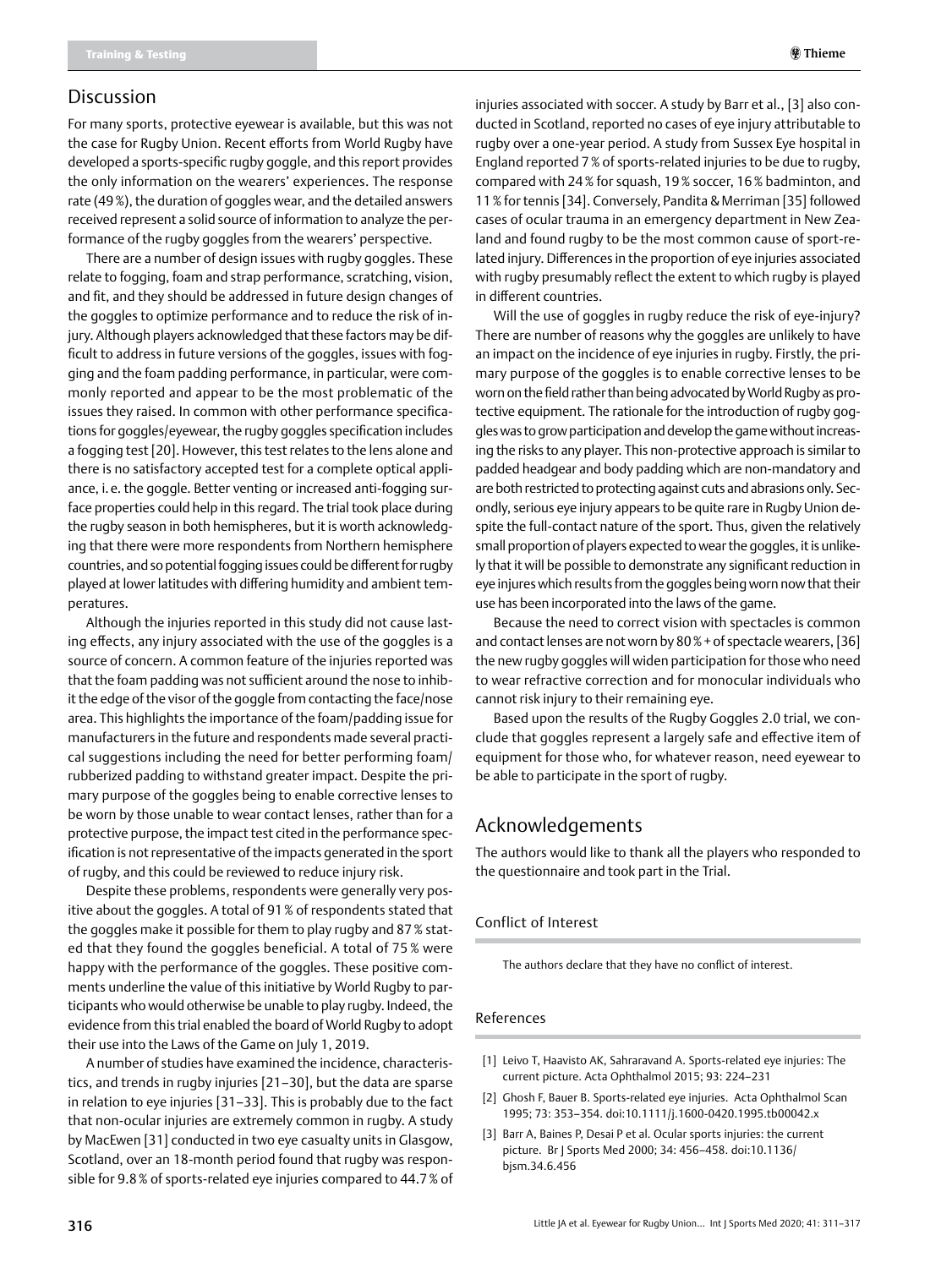## Discussion

For many sports, protective eyewear is available, but this was not the case for Rugby Union. Recent efforts from World Rugby have developed a sports-specific rugby goggle, and this report provides the only information on the wearers' experiences. The response rate (49%), the duration of goggles wear, and the detailed answers received represent a solid source of information to analyze the performance of the rugby goggles from the wearers' perspective.

There are a number of design issues with rugby goggles. These relate to fogging, foam and strap performance, scratching, vision, and fit, and they should be addressed in future design changes of the goggles to optimize performance and to reduce the risk of injury. Although players acknowledged that these factors may be difficult to address in future versions of the goggles, issues with fogging and the foam padding performance, in particular, were commonly reported and appear to be the most problematic of the issues they raised. In common with other performance specifications for goggles/eyewear, the rugby goggles specification includes a fogging test [20]. However, this test relates to the lens alone and there is no satisfactory accepted test for a complete optical appliance, i. e. the goggle. Better venting or increased anti-fogging surface properties could help in this regard. The trial took place during the rugby season in both hemispheres, but it is worth acknowledging that there were more respondents from Northern hemisphere countries, and so potential fogging issues could be different for rugby played at lower latitudes with differing humidity and ambient temperatures.

Although the injuries reported in this study did not cause lasting effects, any injury associated with the use of the goggles is a source of concern. A common feature of the injuries reported was that the foam padding was not sufficient around the nose to inhibit the edge of the visor of the goggle from contacting the face/nose area. This highlights the importance of the foam/padding issue for manufacturers in the future and respondents made several practical suggestions including the need for better performing foam/rubberized padding to withstand greater impact. Despite the primary purpose of the goggles being to enable corrective lenses to be worn by those unable to wear contact lenses, rather than for a protective purpose, the impact test cited in the performance specification is not representative of the impacts generated in the sport of rugby, and this could be reviewed to reduce injury risk.

Despite these problems, respondents were generally very positive about the goggles. A total of 91% of respondents stated that the goggles make it possible for them to play rugby and 87% stated that they found the goggles beneficial. A total of 75% were happy with the performance of the goggles. These positive comments underline the value of this initiative by World Rugby to participants who would otherwise be unable to play rugby. Indeed, the evidence from this trial enabled the board of World Rugby to adopt their use into the Laws of the Game on July 1, 2019.

A number of studies have examined the incidence, characteristics, and trends in rugby injuries [21–30], but the data are sparse in relation to eye injuries [31–33]. This is probably due to the fact that non-ocular injuries are extremely common in rugby. A study by MacEwen [31] conducted in two eye casualty units in Glasgow, Scotland, over an 18-month period found that rugby was responsible for 9.8% of sports-related eye injuries compared to 44.7% of injuries associated with soccer. A study by Barr et al., [3] also conducted in Scotland, reported no cases of eye injury attributable to rugby over a one-year period. A study from Sussex Eye hospital in England reported 7% of sports-related injuries to be due to rugby, compared with 24% for squash, 19% soccer, 16% badminton, and 11% for tennis [34]. Conversely, Pandita & Merriman [35] followed cases of ocular trauma in an emergency department in New Zealand and found rugby to be the most common cause of sport-related injury. Differences in the proportion of eye injuries associated with rugby presumably reflect the extent to which rugby is played in different countries.

Will the use of goggles in rugby reduce the risk of eye-injury? There are number of reasons why the goggles are unlikely to have an impact on the incidence of eye injuries in rugby. Firstly, the primary purpose of the goggles is to enable corrective lenses to be worn on the field rather than being advocated by World Rugby as protective equipment. The rationale for the introduction of rugby goggles was to grow participation and develop the game without increasing the risks to any player. This non-protective approach is similar to padded headgear and body padding which are non-mandatory and are both restricted to protecting against cuts and abrasions only. Secondly, serious eye injury appears to be quite rare in Rugby Union despite the full-contact nature of the sport. Thus, given the relatively small proportion of players expected to wear the goggles, it is unlikely that it will be possible to demonstrate any significant reduction in eye injures which results from the goggles being worn now that their use has been incorporated into the laws of the game.

Because the need to correct vision with spectacles is common and contact lenses are not worn by 80%+ of spectacle wearers, [36] the new rugby goggles will widen participation for those who need to wear refractive correction and for monocular individuals who cannot risk injury to their remaining eye.

Based upon the results of the Rugby Goggles 2.0 trial, we conclude that goggles represent a largely safe and effective item of equipment for those who, for whatever reason, need eyewear to be able to participate in the sport of rugby.

## Acknowledgements

The authors would like to thank all the players who responded to the questionnaire and took part in the Trial.

### Conflict of Interest

The authors declare that they have no conflict of interest.

### References

[1] Leivo T, Haavisto AK, Sahraravand A. Sports-related eye injuries: The current picture. Acta Ophthalmol 2015; 93: 224–231

[2] Ghosh F, Bauer B. Sports-related eye injuries. Acta Ophthalmol Scan 1995; 73: 353–354. doi:10.1111/j.1600-0420.1995.tb00042.x

[3] Barr A, Baines P, Desai P et al. Ocular sports injuries: the current picture. Br J Sports Med 2000; 34: 456–458. doi:10.1136/bjsm.34.6.456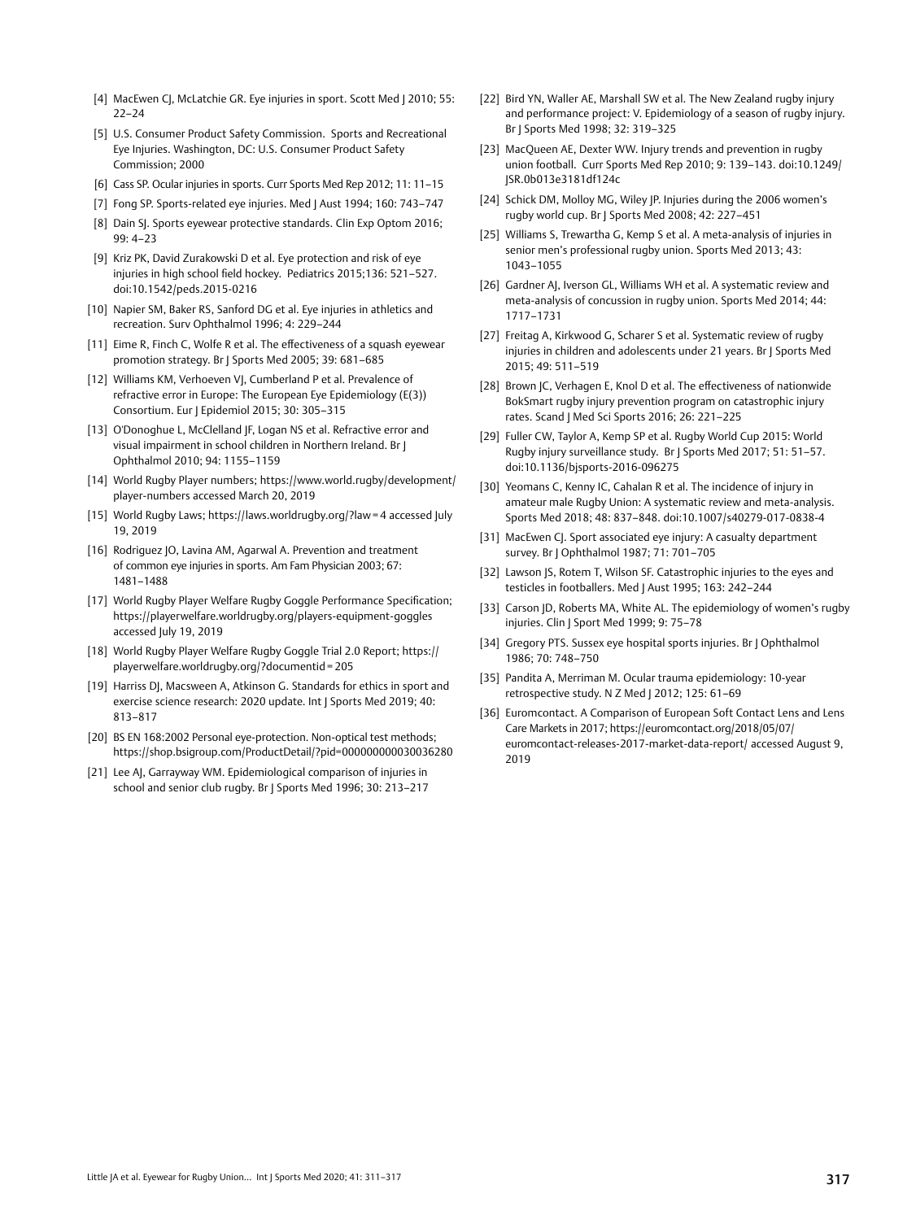[4] MacEwen CJ, McLatchie GR. Eye injuries in sport. Scott Med J 2010; 55: 22–24

[5] U.S. Consumer Product Safety Commission. Sports and Recreational Eye Injuries. Washington, DC: U.S. Consumer Product Safety Commission; 2000

[6] Cass SP. Ocular injuries in sports. Curr Sports Med Rep 2012; 11: 11–15

[7] Fong SP. Sports-related eye injuries. Med J Aust 1994; 160: 743–747

[8] Dain SJ. Sports eyewear protective standards. Clin Exp Optom 2016; 99: 4–23

[9] Kriz PK, David Zurakowski D et al. Eye protection and risk of eye injuries in high school field hockey. Pediatrics 2015;136: 521–527. doi:10.1542/peds.2015-0216

[10] Napier SM, Baker RS, Sanford DG et al. Eye injuries in athletics and recreation. Surv Ophthalmol 1996; 4: 229–244

[11] Eime R, Finch C, Wolfe R et al. The effectiveness of a squash eyewear promotion strategy. Br J Sports Med 2005; 39: 681–685

[12] Williams KM, Verhoeven VJ, Cumberland P et al. Prevalence of refractive error in Europe: The European Eye Epidemiology (E(3)) Consortium. Eur J Epidemiol 2015; 30: 305–315

[13] O'Donoghue L, McClelland JF, Logan NS et al. Refractive error and visual impairment in school children in Northern Ireland. Br J Ophthalmol 2010; 94: 1155–1159

[14] World Rugby Player numbers; https://www.world.rugby/development/player-numbers accessed March 20, 2019

[15] World Rugby Laws; https://laws.worldrugby.org/?law=4 accessed July 19, 2019

[16] Rodriguez JO, Lavina AM, Agarwal A. Prevention and treatment of common eye injuries in sports. Am Fam Physician 2003; 67: 1481–1488

[17] World Rugby Player Welfare Rugby Goggle Performance Specification; https://playerwelfare.worldrugby.org/players-equipment-goggles accessed July 19, 2019

[18] World Rugby Player Welfare Rugby Goggle Trial 2.0 Report; https://playerwelfare.worldrugby.org/?documentid=205

[19] Harriss DJ, Macsween A, Atkinson G. Standards for ethics in sport and exercise science research: 2020 update. Int J Sports Med 2019; 40: 813–817

[20] BS EN 168:2002 Personal eye-protection. Non-optical test methods; https://shop.bsigroup.com/ProductDetail/?pid=000000000030036280

[21] Lee AJ, Garrayway WM. Epidemiological comparison of injuries in school and senior club rugby. Br J Sports Med 1996; 30: 213–217

[22] Bird YN, Waller AE, Marshall SW et al. The New Zealand rugby injury and performance project: V. Epidemiology of a season of rugby injury. Br J Sports Med 1998; 32: 319–325

[23] MacQueen AE, Dexter WW. Injury trends and prevention in rugby union football. Curr Sports Med Rep 2010; 9: 139–143. doi:10.1249/JSR.0b013e3181df124c

[24] Schick DM, Molloy MG, Wiley JP. Injuries during the 2006 women's rugby world cup. Br J Sports Med 2008; 42: 227–451

[25] Williams S, Trewartha G, Kemp S et al. A meta-analysis of injuries in senior men's professional rugby union. Sports Med 2013; 43: 1043–1055

[26] Gardner AJ, Iverson GL, Williams WH et al. A systematic review and meta-analysis of concussion in rugby union. Sports Med 2014; 44: 1717–1731

[27] Freitag A, Kirkwood G, Scharer S et al. Systematic review of rugby injuries in children and adolescents under 21 years. Br J Sports Med 2015; 49: 511–519

[28] Brown JC, Verhagen E, Knol D et al. The effectiveness of nationwide BokSmart rugby injury prevention program on catastrophic injury rates. Scand J Med Sci Sports 2016; 26: 221–225

[29] Fuller CW, Taylor A, Kemp SP et al. Rugby World Cup 2015: World Rugby injury surveillance study. Br J Sports Med 2017; 51: 51–57. doi:10.1136/bjsports-2016-096275

[30] Yeomans C, Kenny IC, Cahalan R et al. The incidence of injury in amateur male Rugby Union: A systematic review and meta-analysis. Sports Med 2018; 48: 837–848. doi:10.1007/s40279-017-0838-4

[31] MacEwen CJ. Sport associated eye injury: A casualty department survey. Br J Ophthalmol 1987; 71: 701–705

[32] Lawson JS, Rotem T, Wilson SF. Catastrophic injuries to the eyes and testicles in footballers. Med J Aust 1995; 163: 242–244

[33] Carson JD, Roberts MA, White AL. The epidemiology of women's rugby injuries. Clin J Sport Med 1999; 9: 75–78

[34] Gregory PTS. Sussex eye hospital sports injuries. Br J Ophthalmol 1986; 70: 748–750

[35] Pandita A, Merriman M. Ocular trauma epidemiology: 10-year retrospective study. N Z Med J 2012; 125: 61–69

[36] Euromcontact. A Comparison of European Soft Contact Lens and Lens Care Markets in 2017; https://euromcontact.org/2018/05/07/euromcontact-releases-2017-market-data-report/ accessed August 9, 2019